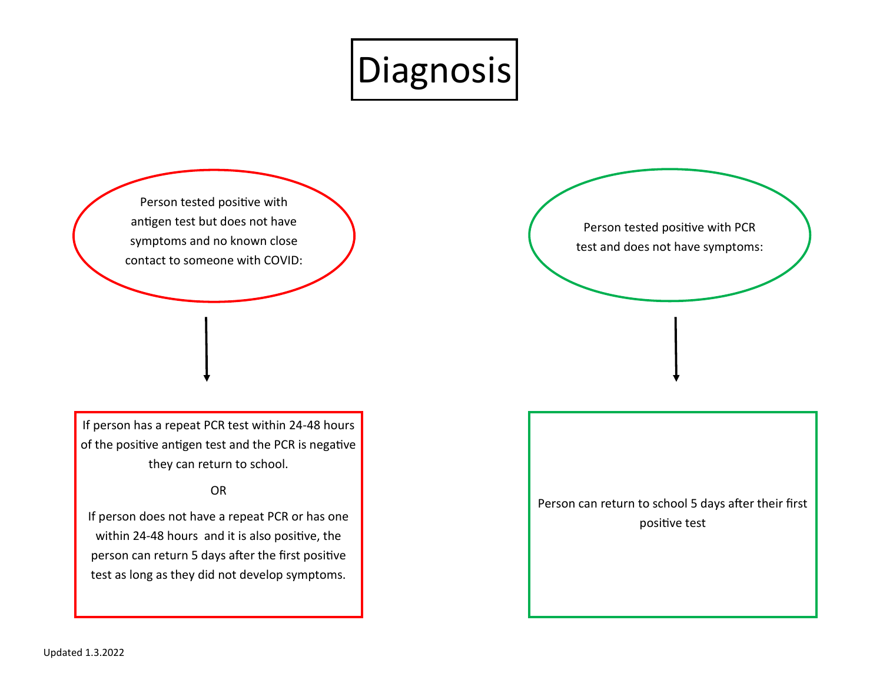# Diagnosis

Person tested positive with antigen test but does not have symptoms and no known close contact to someone with COVID:

↓

If person has a repeat PCR test within 24-48 hours of the positive antigen test and the PCR is negative they can return to school.

OR

If person does not have a repeat PCR or has one within 24-48 hours and it is also positive, the person can return 5 days after the first positive test as long as they did not develop symptoms.

Person tested positive with PCR test and does not have symptoms:

↓

Person can return to school 5 days after their first positive test

Updated 1.3.2022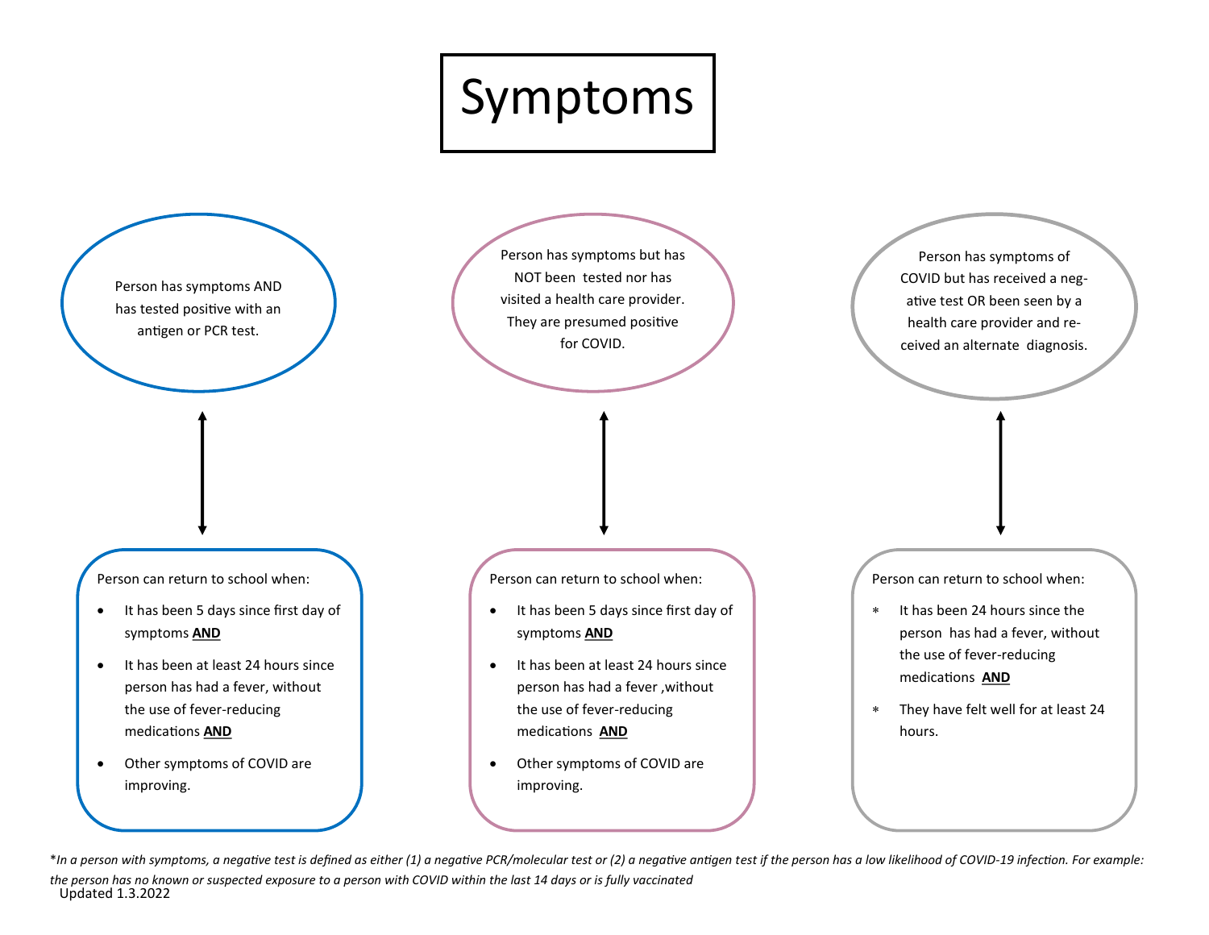# Symptoms

Person has symptoms AND has tested positive with an antigen or PCR test.

Person can return to school when:

- It has been 5 days since first day of symptoms **AND**
- It has been at least 24 hours since person has had a fever, without the use of fever-reducing medications **AND**
- Other symptoms of COVID are improving.

Person has symptoms but has NOT been tested nor has visited a health care provider. They are presumed positive for COVID.

Person can return to school when:

- It has been 5 days since first day of symptoms **AND**
- It has been at least 24 hours since person has had a fever ,without the use of fever-reducing medications **AND**
- Other symptoms of COVID are improving.

Person has symptoms of COVID but has received a negative test OR been seen by a health care provider and received an alternate diagnosis.

Person can return to school when:

- It has been 24 hours since the person has had a fever, without the use of fever-reducing medications **AND**
- They have felt well for at least 24 hours.

*\*In a person with symptoms, a negative test is defined as either (1) a negative PCR/molecular test or (2) a negative antigen test if the person has a low likelihood of COVID-19 infection. For example: the person has no known or suspected exposure to a person with COVID within the last 14 days or is fully vaccinated*

Updated 1.3.2022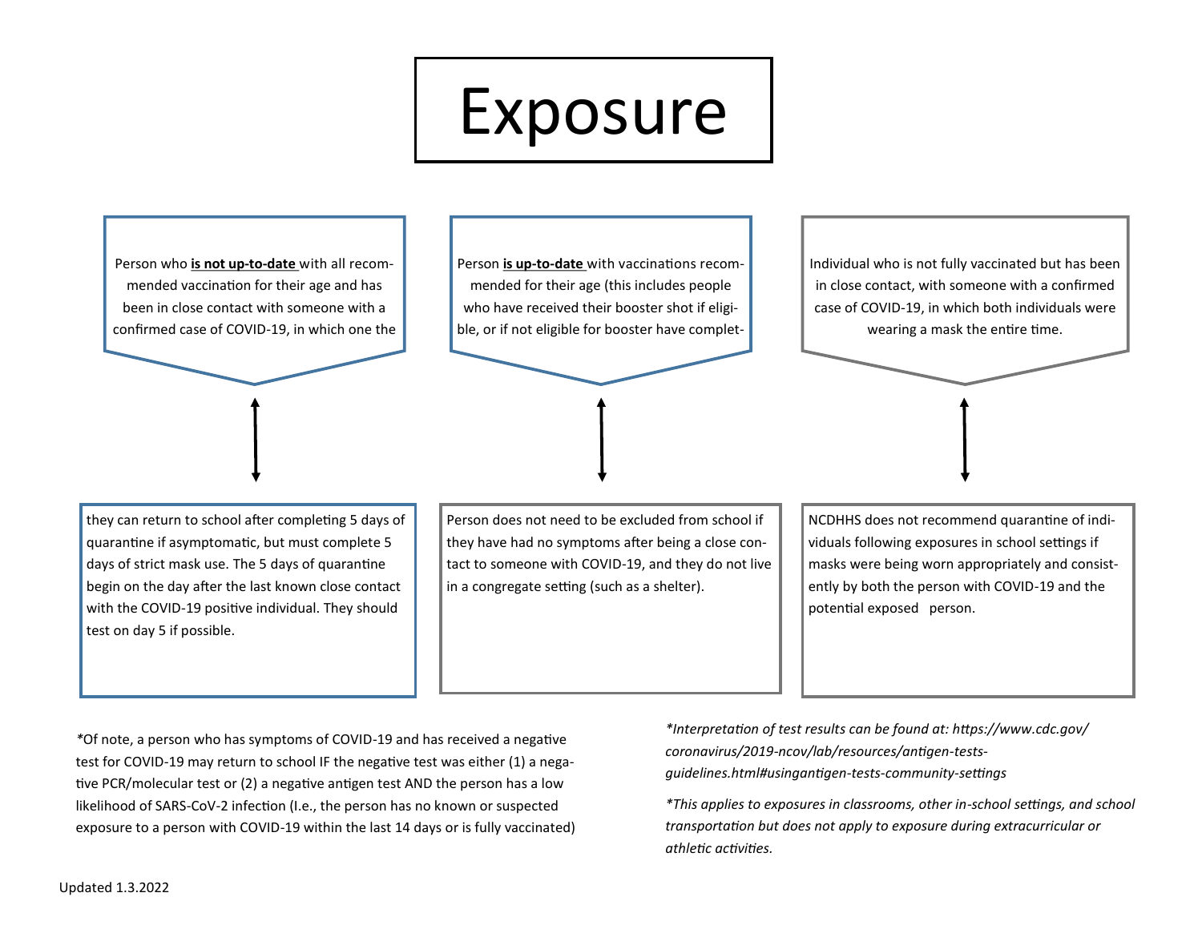# Exposure

Person who **is not up-to-date** with all recommended vaccination for their age and has been in close contact with someone with a confirmed case of COVID-19, in which one the

↕

they can return to school after completing 5 days of quarantine if asymptomatic, but must complete 5 days of strict mask use. The 5 days of quarantine begin on the day after the last known close contact with the COVID-19 positive individual. They should test on day 5 if possible.

Person **is up-to-date** with vaccinations recommended for their age (this includes people who have received their booster shot if eligible, or if not eligible for booster have complet-

↕

Person does not need to be excluded from school if they have had no symptoms after being a close contact to someone with COVID-19, and they do not live in a congregate setting (such as a shelter).

Individual who is not fully vaccinated but has been in close contact, with someone with a confirmed case of COVID-19, in which both individuals were wearing a mask the entire time.

↕

NCDHHS does not recommend quarantine of individuals following exposures in school settings if masks were being worn appropriately and consistently by both the person with COVID-19 and the potential exposed person.

*Of note, a person who has symptoms of COVID-19 and has received a negative test for COVID-19 may return to school IF the negative test was either (1) a negative PCR/molecular test or (2) a negative antigen test AND the person has a low likelihood of SARS-CoV-2 infection (I.e., the person has no known or suspected exposure to a person with COVID-19 within the last 14 days or is fully vaccinated)

*\*Interpretation of test results can be found at: https://www.cdc.gov/coronavirus/2019-ncov/lab/resources/antigen-tests-guidelines.html#usingantigen-tests-community-settings*

*\*This applies to exposures in classrooms, other in-school settings, and school transportation but does not apply to exposure during extracurricular or athletic activities.*

Updated 1.3.2022